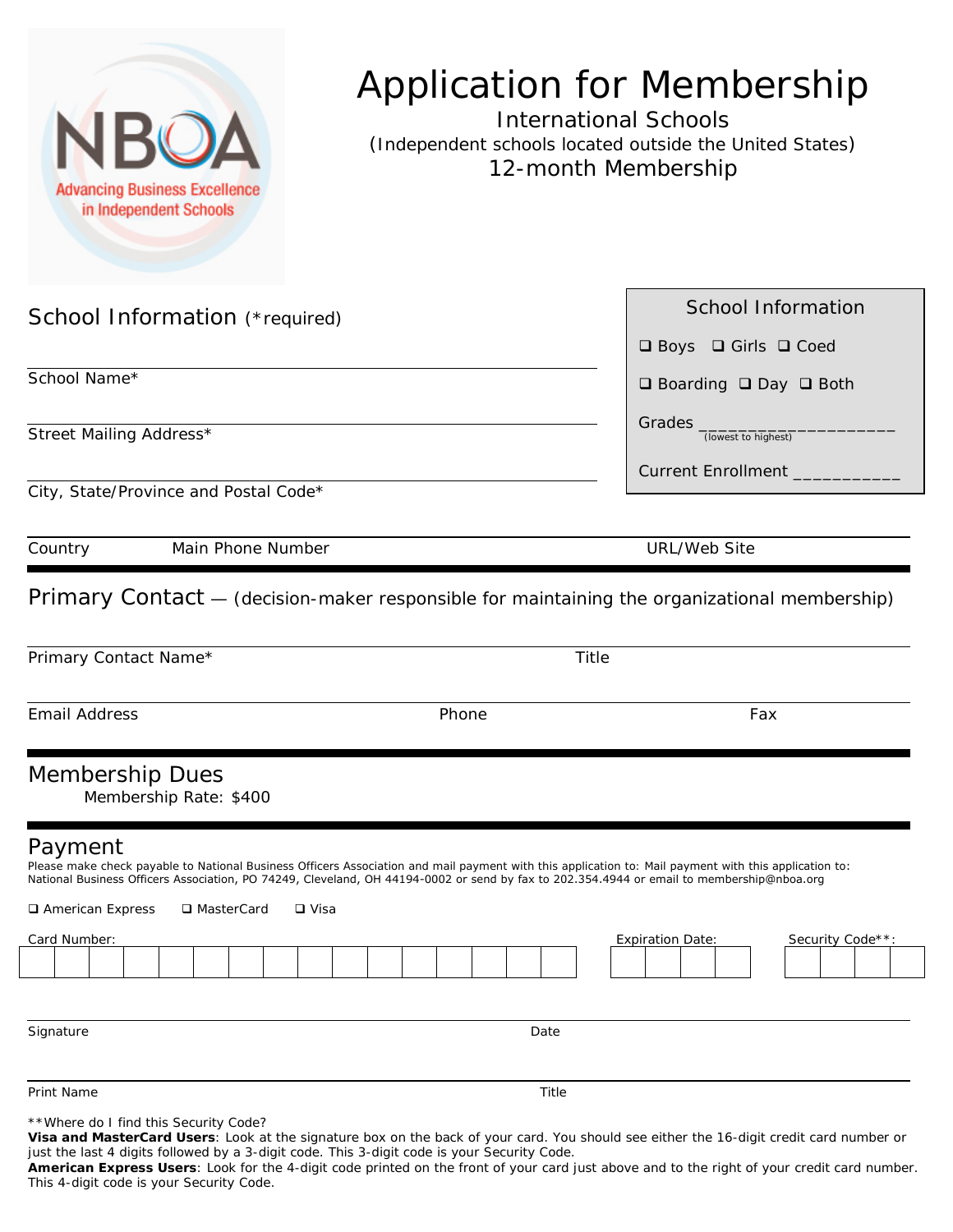NBOA
Advancing Business Excellence in Independent Schools

# Application for Membership

International Schools
(Independent schools located outside the United States)
12-month Membership

## School Information (*required)

School Name*

Street Mailing Address*

City, State/Province and Postal Code*

Country    Main Phone Number    URL/Web Site

**School Information**

❑ Boys ❑ Girls ❑ Coed

❑ Boarding ❑ Day ❑ Both

Grades ____________________ (lowest to highest)

Current Enrollment ___________

## Primary Contact — (decision-maker responsible for maintaining the organizational membership)

Primary Contact Name*    Title

Email Address    Phone    Fax

## Membership Dues

Membership Rate: $400

## Payment

Please make check payable to National Business Officers Association and mail payment with this application to: Mail payment with this application to: National Business Officers Association, PO 74249, Cleveland, OH 44194-0002 or send by fax to 202.354.4944 or email to membership@nboa.org

❑ American Express ❑ MasterCard ❑ Visa

Card Number:    Expiration Date:    Security Code**:

Signature    Date

Print Name    Title

**Where do I find this Security Code?

**Visa and MasterCard Users**: Look at the signature box on the back of your card. You should see either the 16-digit credit card number or just the last 4 digits followed by a 3-digit code. This 3-digit code is your Security Code.

**American Express Users**: Look for the 4-digit code printed on the front of your card just above and to the right of your credit card number. This 4-digit code is your Security Code.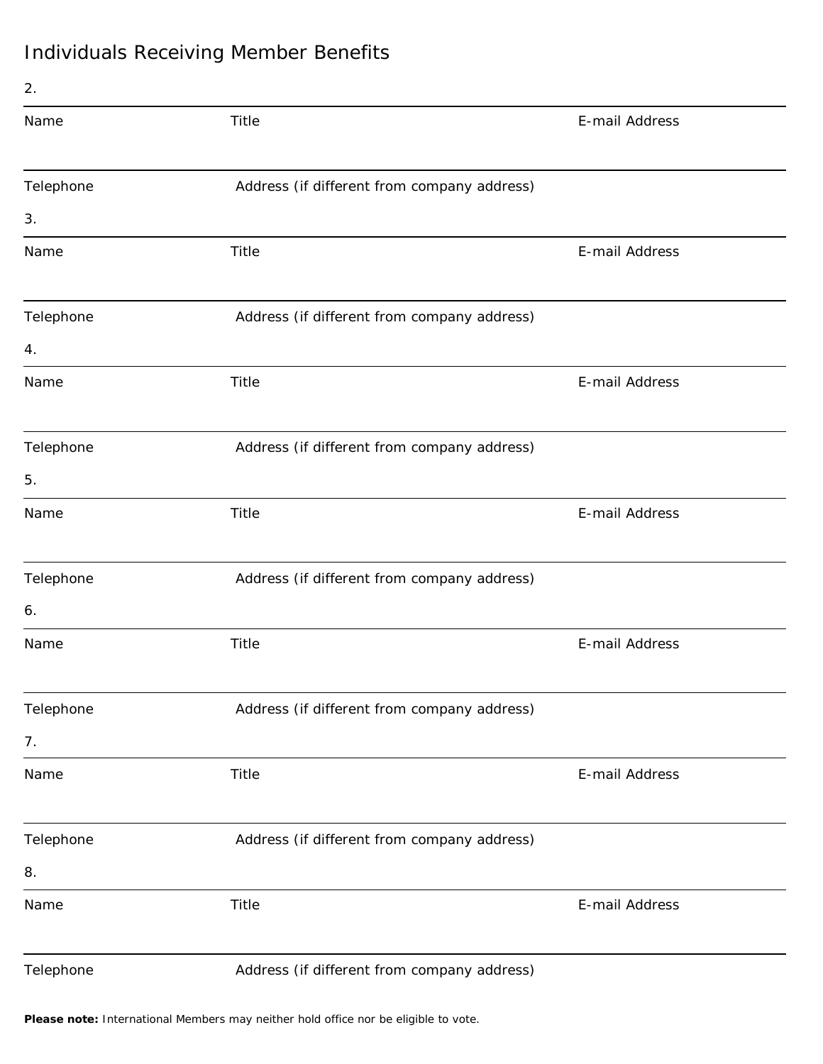# Individuals Receiving Member Benefits

2.

Name | Title | E-mail Address

Telephone | Address (if different from company address)

3.

Name | Title | E-mail Address

Telephone | Address (if different from company address)

4.

Name | Title | E-mail Address

Telephone | Address (if different from company address)

5.

Name | Title | E-mail Address

Telephone | Address (if different from company address)

6.

Name | Title | E-mail Address

Telephone | Address (if different from company address)

7.

Name | Title | E-mail Address

Telephone | Address (if different from company address)

8.

Name | Title | E-mail Address

Telephone | Address (if different from company address)

**Please note:** International Members may neither hold office nor be eligible to vote.